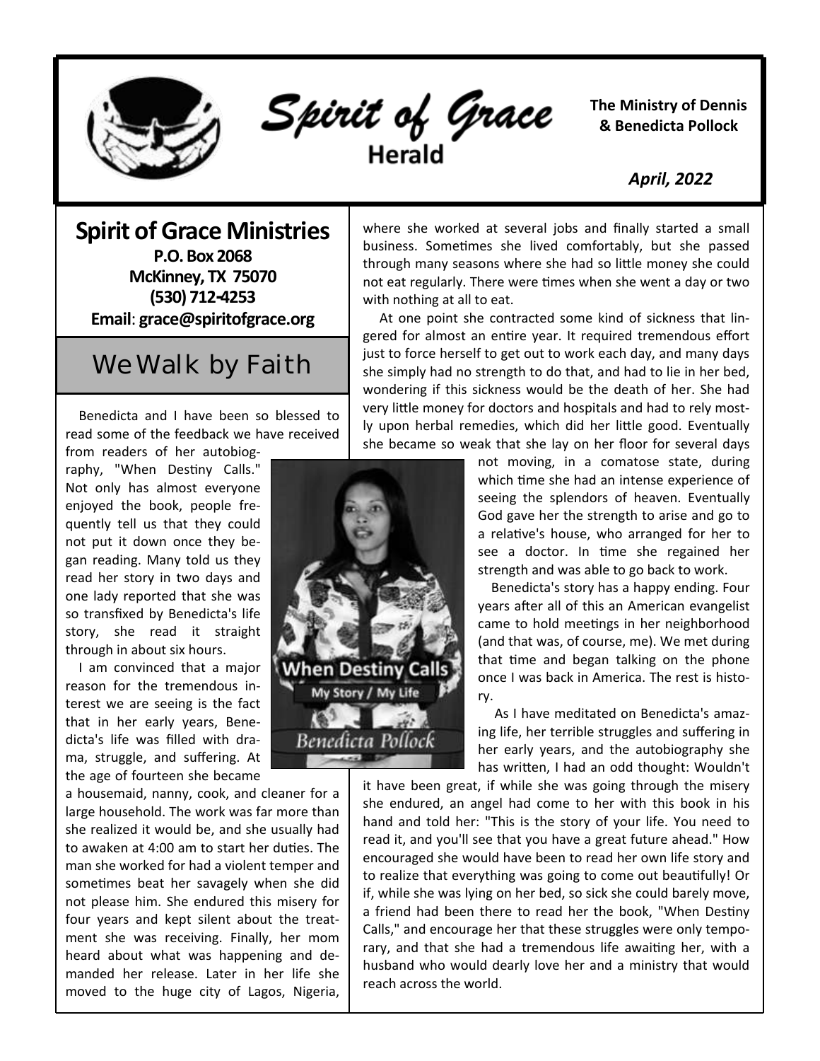# Spirit of Grace Herald

**The Ministry of Dennis & Benedicta Pollock**

***April, 2022***

## Spirit of Grace Ministries

**P.O. Box 2068**
**McKinney, TX 75070**
**(530) 712-4253**
**Email**: **grace@spiritofgrace.org**

## We Walk by Faith

Benedicta and I have been so blessed to read some of the feedback we have received from readers of her autobiography, "When Destiny Calls." Not only has almost everyone enjoyed the book, people frequently tell us that they could not put it down once they began reading. Many told us they read her story in two days and one lady reported that she was so transfixed by Benedicta's life story, she read it straight through in about six hours.

I am convinced that a major reason for the tremendous interest we are seeing is the fact that in her early years, Benedicta's life was filled with drama, struggle, and suffering. At the age of fourteen she became a housemaid, nanny, cook, and cleaner for a large household. The work was far more than she realized it would be, and she usually had to awaken at 4:00 am to start her duties. The man she worked for had a violent temper and sometimes beat her savagely when she did not please him. She endured this misery for four years and kept silent about the treatment she was receiving. Finally, her mom heard about what was happening and demanded her release. Later in her life she moved to the huge city of Lagos, Nigeria, where she worked at several jobs and finally started a small business. Sometimes she lived comfortably, but she passed through many seasons where she had so little money she could not eat regularly. There were times when she went a day or two with nothing at all to eat.

At one point she contracted some kind of sickness that lingered for almost an entire year. It required tremendous effort just to force herself to get out to work each day, and many days she simply had no strength to do that, and had to lie in her bed, wondering if this sickness would be the death of her. She had very little money for doctors and hospitals and had to rely mostly upon herbal remedies, which did her little good. Eventually she became so weak that she lay on her floor for several days not moving, in a comatose state, during which time she had an intense experience of seeing the splendors of heaven. Eventually God gave her the strength to arise and go to a relative's house, who arranged for her to see a doctor. In time she regained her strength and was able to go back to work.

Benedicta's story has a happy ending. Four years after all of this an American evangelist came to hold meetings in her neighborhood (and that was, of course, me). We met during that time and began talking on the phone once I was back in America. The rest is history.

As I have meditated on Benedicta's amazing life, her terrible struggles and suffering in her early years, and the autobiography she has written, I had an odd thought: Wouldn't it have been great, if while she was going through the misery she endured, an angel had come to her with this book in his hand and told her: "This is the story of your life. You need to read it, and you'll see that you have a great future ahead." How encouraged she would have been to read her own life story and to realize that everything was going to come out beautifully! Or if, while she was lying on her bed, so sick she could barely move, a friend had been there to read her the book, "When Destiny Calls," and encourage her that these struggles were only temporary, and that she had a tremendous life awaiting her, with a husband who would dearly love her and a ministry that would reach across the world.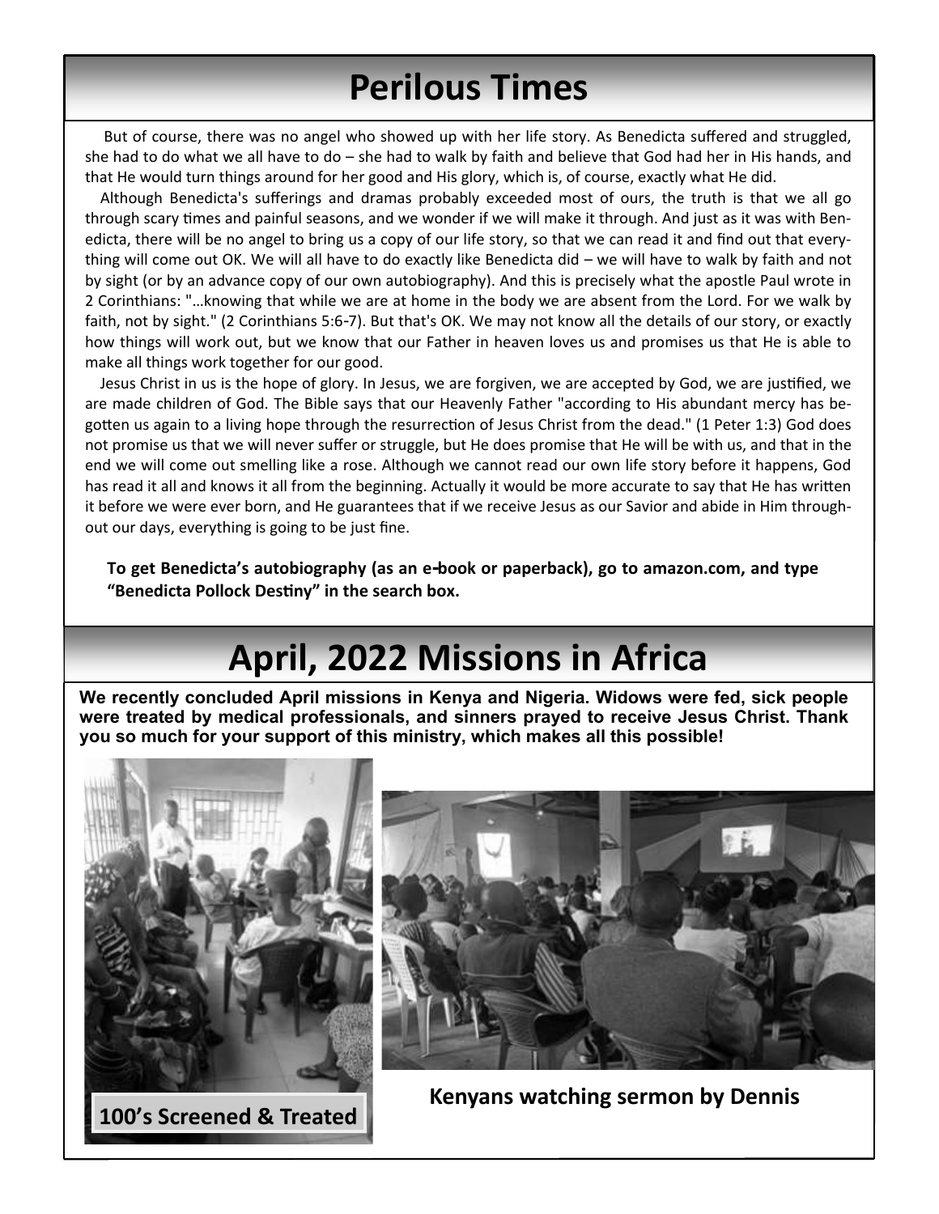# Perilous Times

But of course, there was no angel who showed up with her life story. As Benedicta suffered and struggled, she had to do what we all have to do – she had to walk by faith and believe that God had her in His hands, and that He would turn things around for her good and His glory, which is, of course, exactly what He did.

Although Benedicta's sufferings and dramas probably exceeded most of ours, the truth is that we all go through scary times and painful seasons, and we wonder if we will make it through. And just as it was with Benedicta, there will be no angel to bring us a copy of our life story, so that we can read it and find out that everything will come out OK. We will all have to do exactly like Benedicta did – we will have to walk by faith and not by sight (or by an advance copy of our own autobiography). And this is precisely what the apostle Paul wrote in 2 Corinthians: "...knowing that while we are at home in the body we are absent from the Lord. For we walk by faith, not by sight." (2 Corinthians 5:6-7). But that's OK. We may not know all the details of our story, or exactly how things will work out, but we know that our Father in heaven loves us and promises us that He is able to make all things work together for our good.

Jesus Christ in us is the hope of glory. In Jesus, we are forgiven, we are accepted by God, we are justified, we are made children of God. The Bible says that our Heavenly Father "according to His abundant mercy has begotten us again to a living hope through the resurrection of Jesus Christ from the dead." (1 Peter 1:3) God does not promise us that we will never suffer or struggle, but He does promise that He will be with us, and that in the end we will come out smelling like a rose. Although we cannot read our own life story before it happens, God has read it all and knows it all from the beginning. Actually it would be more accurate to say that He has written it before we were ever born, and He guarantees that if we receive Jesus as our Savior and abide in Him throughout our days, everything is going to be just fine.

**To get Benedicta's autobiography (as an e-book or paperback), go to amazon.com, and type "Benedicta Pollock Destiny" in the search box.**

# April, 2022 Missions in Africa

**We recently concluded April missions in Kenya and Nigeria. Widows were fed, sick people were treated by medical professionals, and sinners prayed to receive Jesus Christ. Thank you so much for your support of this ministry, which makes all this possible!**

**100's Screened & Treated**

**Kenyans watching sermon by Dennis**